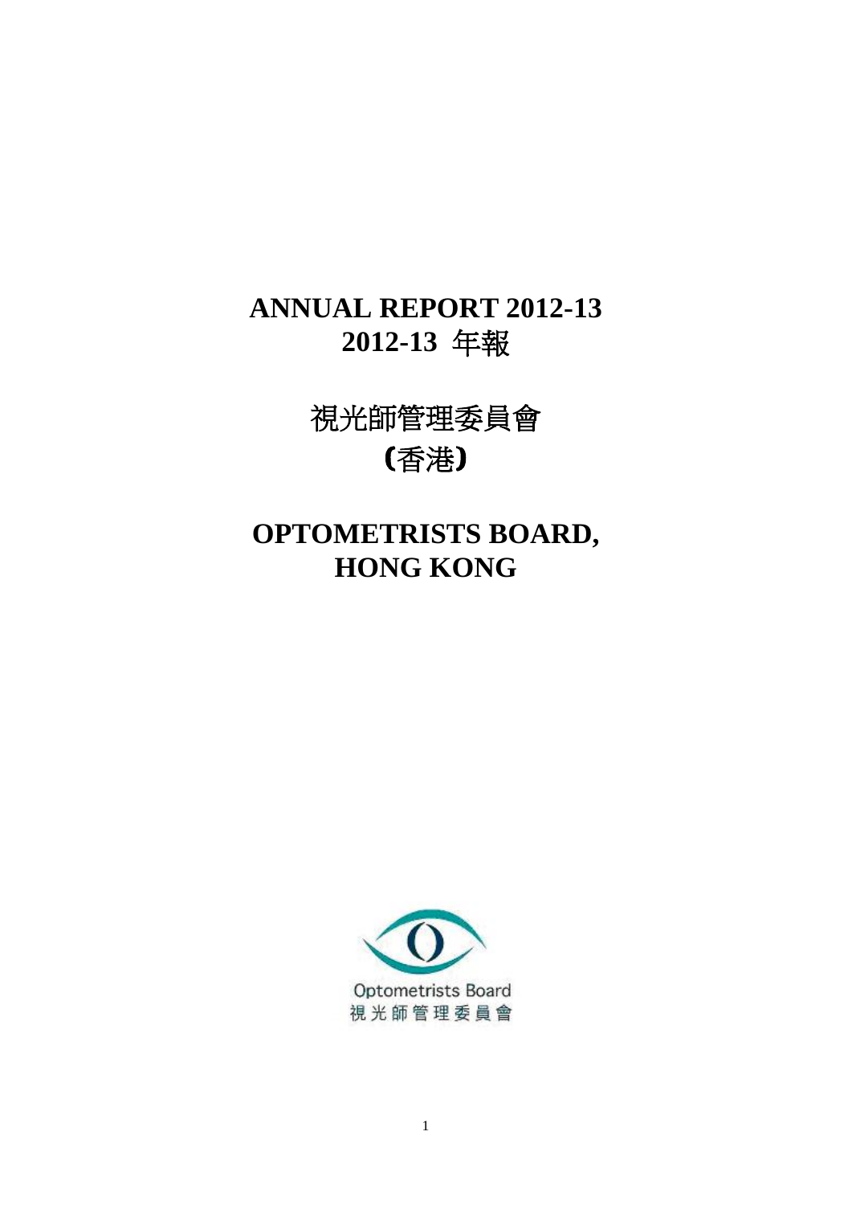# ANNUAL REPORT 2012-13
# 2012-13 年報

# 視光師管理委員會
# (香港)

# OPTOMETRISTS BOARD, HONG KONG

Optometrists Board
視光師管理委員會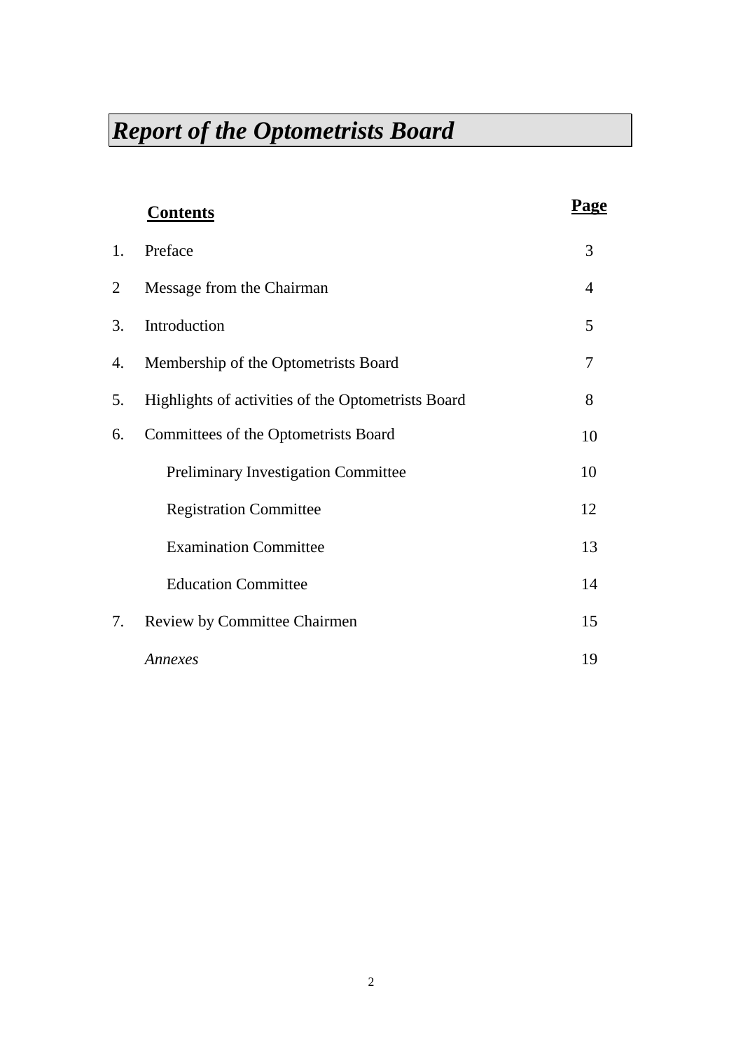# *Report of the Optometrists Board*

| | **Contents** | **Page** |
|---|---|---|
| 1. | Preface | 3 |
| 2 | Message from the Chairman | 4 |
| 3. | Introduction | 5 |
| 4. | Membership of the Optometrists Board | 7 |
| 5. | Highlights of activities of the Optometrists Board | 8 |
| 6. | Committees of the Optometrists Board | 10 |
| | Preliminary Investigation Committee | 10 |
| | Registration Committee | 12 |
| | Examination Committee | 13 |
| | Education Committee | 14 |
| 7. | Review by Committee Chairmen | 15 |
| | *Annexes* | 19 |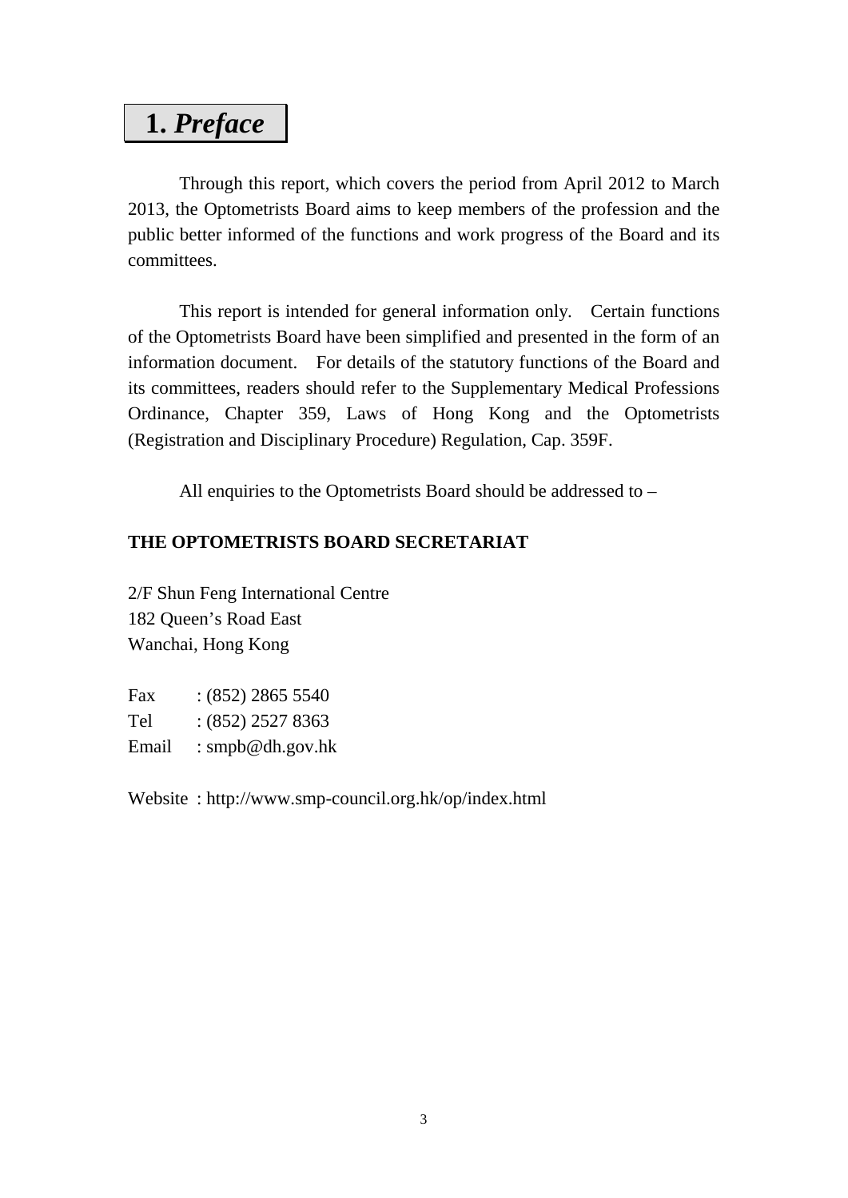# 1. *Preface*

Through this report, which covers the period from April 2012 to March 2013, the Optometrists Board aims to keep members of the profession and the public better informed of the functions and work progress of the Board and its committees.

This report is intended for general information only. Certain functions of the Optometrists Board have been simplified and presented in the form of an information document. For details of the statutory functions of the Board and its committees, readers should refer to the Supplementary Medical Professions Ordinance, Chapter 359, Laws of Hong Kong and the Optometrists (Registration and Disciplinary Procedure) Regulation, Cap. 359F.

All enquiries to the Optometrists Board should be addressed to –

**THE OPTOMETRISTS BOARD SECRETARIAT**

2/F Shun Feng International Centre
182 Queen's Road East
Wanchai, Hong Kong

Fax : (852) 2865 5540
Tel : (852) 2527 8363
Email : smpb@dh.gov.hk

Website : http://www.smp-council.org.hk/op/index.html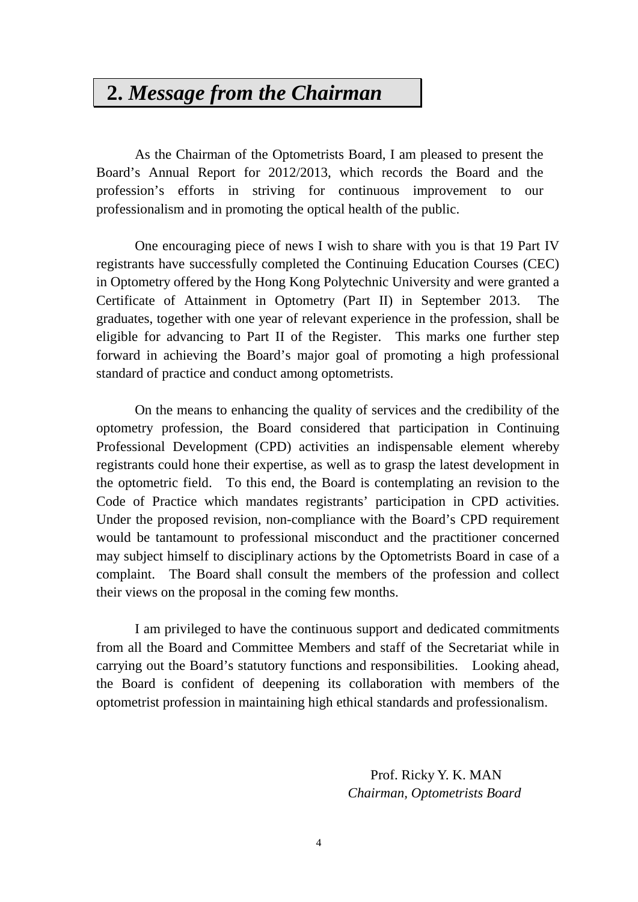## 2. *Message from the Chairman*

As the Chairman of the Optometrists Board, I am pleased to present the Board's Annual Report for 2012/2013, which records the Board and the profession's efforts in striving for continuous improvement to our professionalism and in promoting the optical health of the public.

One encouraging piece of news I wish to share with you is that 19 Part IV registrants have successfully completed the Continuing Education Courses (CEC) in Optometry offered by the Hong Kong Polytechnic University and were granted a Certificate of Attainment in Optometry (Part II) in September 2013. The graduates, together with one year of relevant experience in the profession, shall be eligible for advancing to Part II of the Register. This marks one further step forward in achieving the Board's major goal of promoting a high professional standard of practice and conduct among optometrists.

On the means to enhancing the quality of services and the credibility of the optometry profession, the Board considered that participation in Continuing Professional Development (CPD) activities an indispensable element whereby registrants could hone their expertise, as well as to grasp the latest development in the optometric field. To this end, the Board is contemplating an revision to the Code of Practice which mandates registrants' participation in CPD activities. Under the proposed revision, non-compliance with the Board's CPD requirement would be tantamount to professional misconduct and the practitioner concerned may subject himself to disciplinary actions by the Optometrists Board in case of a complaint. The Board shall consult the members of the profession and collect their views on the proposal in the coming few months.

I am privileged to have the continuous support and dedicated commitments from all the Board and Committee Members and staff of the Secretariat while in carrying out the Board's statutory functions and responsibilities. Looking ahead, the Board is confident of deepening its collaboration with members of the optometrist profession in maintaining high ethical standards and professionalism.

Prof. Ricky Y. K. MAN
*Chairman, Optometrists Board*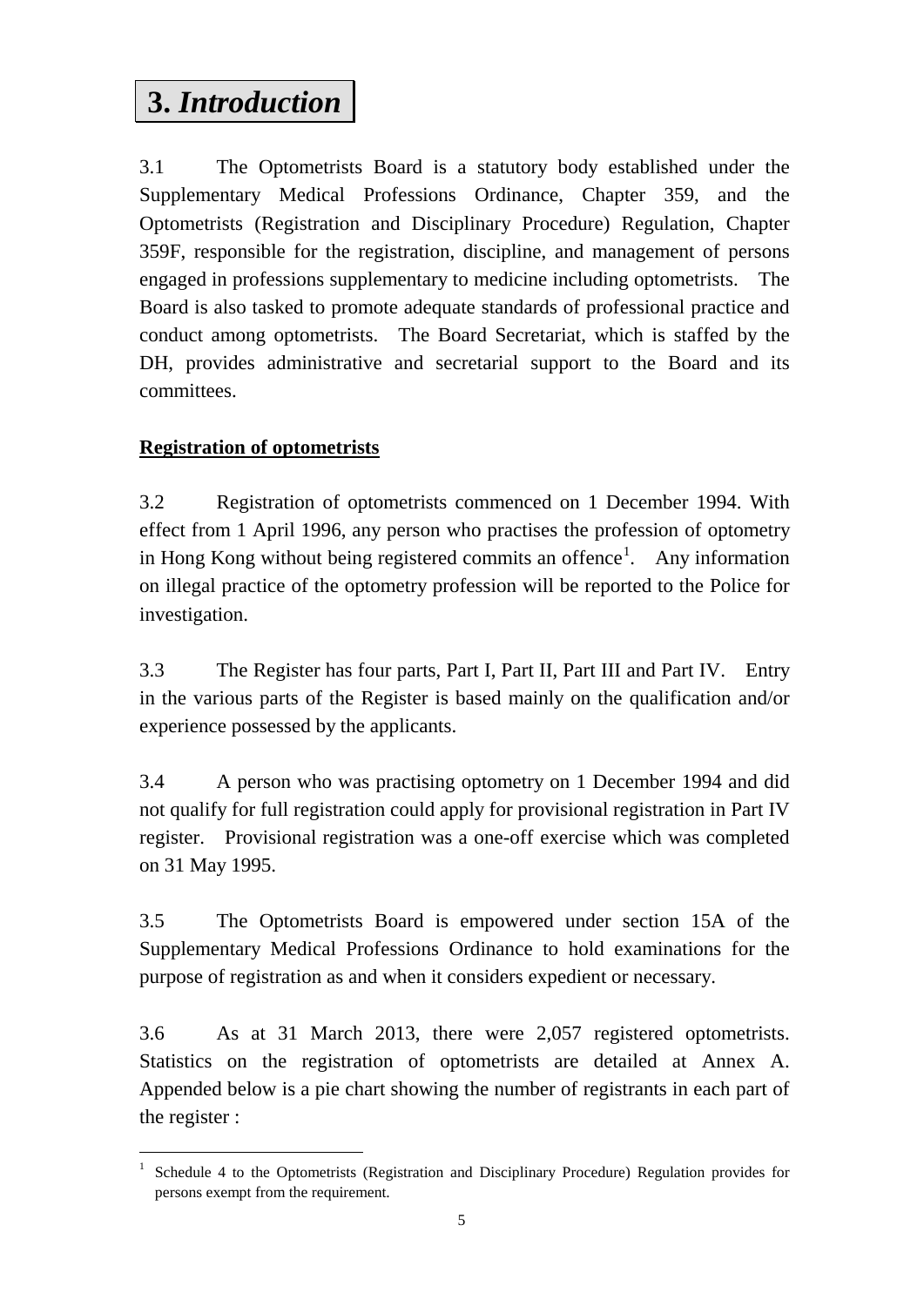# 3. *Introduction*

3.1 The Optometrists Board is a statutory body established under the Supplementary Medical Professions Ordinance, Chapter 359, and the Optometrists (Registration and Disciplinary Procedure) Regulation, Chapter 359F, responsible for the registration, discipline, and management of persons engaged in professions supplementary to medicine including optometrists. The Board is also tasked to promote adequate standards of professional practice and conduct among optometrists. The Board Secretariat, which is staffed by the DH, provides administrative and secretarial support to the Board and its committees.

**Registration of optometrists**

3.2 Registration of optometrists commenced on 1 December 1994. With effect from 1 April 1996, any person who practises the profession of optometry in Hong Kong without being registered commits an offence[1]. Any information on illegal practice of the optometry profession will be reported to the Police for investigation.

3.3 The Register has four parts, Part I, Part II, Part III and Part IV. Entry in the various parts of the Register is based mainly on the qualification and/or experience possessed by the applicants.

3.4 A person who was practising optometry on 1 December 1994 and did not qualify for full registration could apply for provisional registration in Part IV register. Provisional registration was a one-off exercise which was completed on 31 May 1995.

3.5 The Optometrists Board is empowered under section 15A of the Supplementary Medical Professions Ordinance to hold examinations for the purpose of registration as and when it considers expedient or necessary.

3.6 As at 31 March 2013, there were 2,057 registered optometrists. Statistics on the registration of optometrists are detailed at Annex A. Appended below is a pie chart showing the number of registrants in each part of the register :

[1] Schedule 4 to the Optometrists (Registration and Disciplinary Procedure) Regulation provides for persons exempt from the requirement.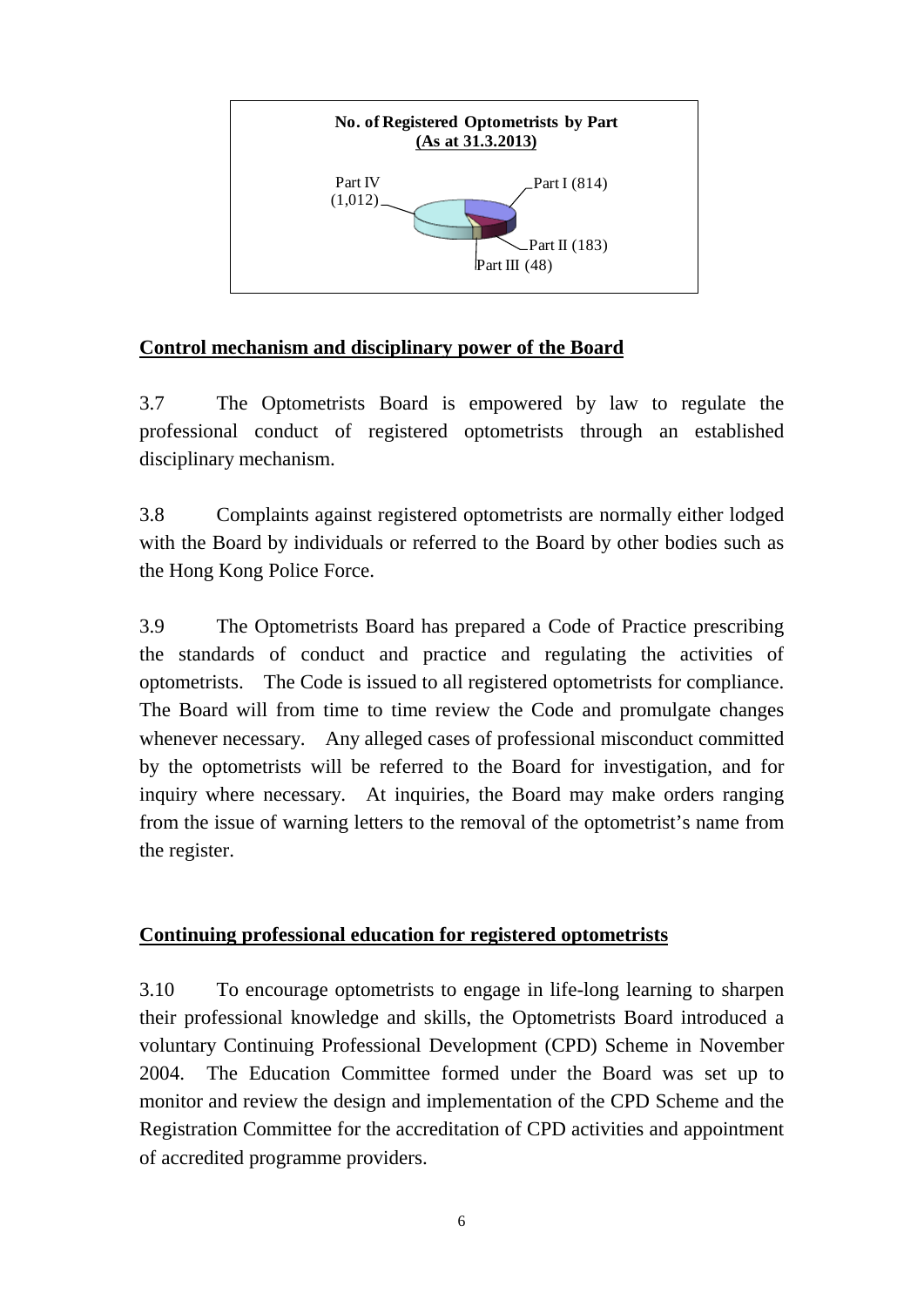**No. of Registered Optometrists by Part**
**(As at 31.3.2013)**

Part I (814)
Part II (183)
Part III (48)
Part IV (1,012)

## Control mechanism and disciplinary power of the Board

3.7 The Optometrists Board is empowered by law to regulate the professional conduct of registered optometrists through an established disciplinary mechanism.

3.8 Complaints against registered optometrists are normally either lodged with the Board by individuals or referred to the Board by other bodies such as the Hong Kong Police Force.

3.9 The Optometrists Board has prepared a Code of Practice prescribing the standards of conduct and practice and regulating the activities of optometrists. The Code is issued to all registered optometrists for compliance. The Board will from time to time review the Code and promulgate changes whenever necessary. Any alleged cases of professional misconduct committed by the optometrists will be referred to the Board for investigation, and for inquiry where necessary. At inquiries, the Board may make orders ranging from the issue of warning letters to the removal of the optometrist's name from the register.

## Continuing professional education for registered optometrists

3.10 To encourage optometrists to engage in life-long learning to sharpen their professional knowledge and skills, the Optometrists Board introduced a voluntary Continuing Professional Development (CPD) Scheme in November 2004. The Education Committee formed under the Board was set up to monitor and review the design and implementation of the CPD Scheme and the Registration Committee for the accreditation of CPD activities and appointment of accredited programme providers.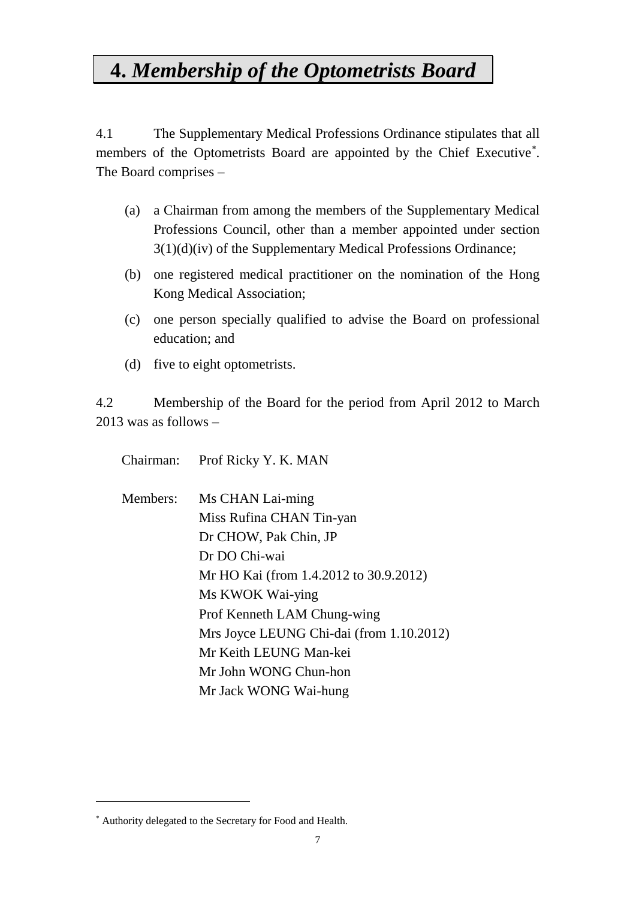# 4. *Membership of the Optometrists Board*

4.1 The Supplementary Medical Professions Ordinance stipulates that all members of the Optometrists Board are appointed by the Chief Executive*. The Board comprises –

(a) a Chairman from among the members of the Supplementary Medical Professions Council, other than a member appointed under section 3(1)(d)(iv) of the Supplementary Medical Professions Ordinance;

(b) one registered medical practitioner on the nomination of the Hong Kong Medical Association;

(c) one person specially qualified to advise the Board on professional education; and

(d) five to eight optometrists.

4.2 Membership of the Board for the period from April 2012 to March 2013 was as follows –

Chairman: Prof Ricky Y. K. MAN

Members: Ms CHAN Lai-ming
Miss Rufina CHAN Tin-yan
Dr CHOW, Pak Chin, JP
Dr DO Chi-wai
Mr HO Kai (from 1.4.2012 to 30.9.2012)
Ms KWOK Wai-ying
Prof Kenneth LAM Chung-wing
Mrs Joyce LEUNG Chi-dai (from 1.10.2012)
Mr Keith LEUNG Man-kei
Mr John WONG Chun-hon
Mr Jack WONG Wai-hung

---

* Authority delegated to the Secretary for Food and Health.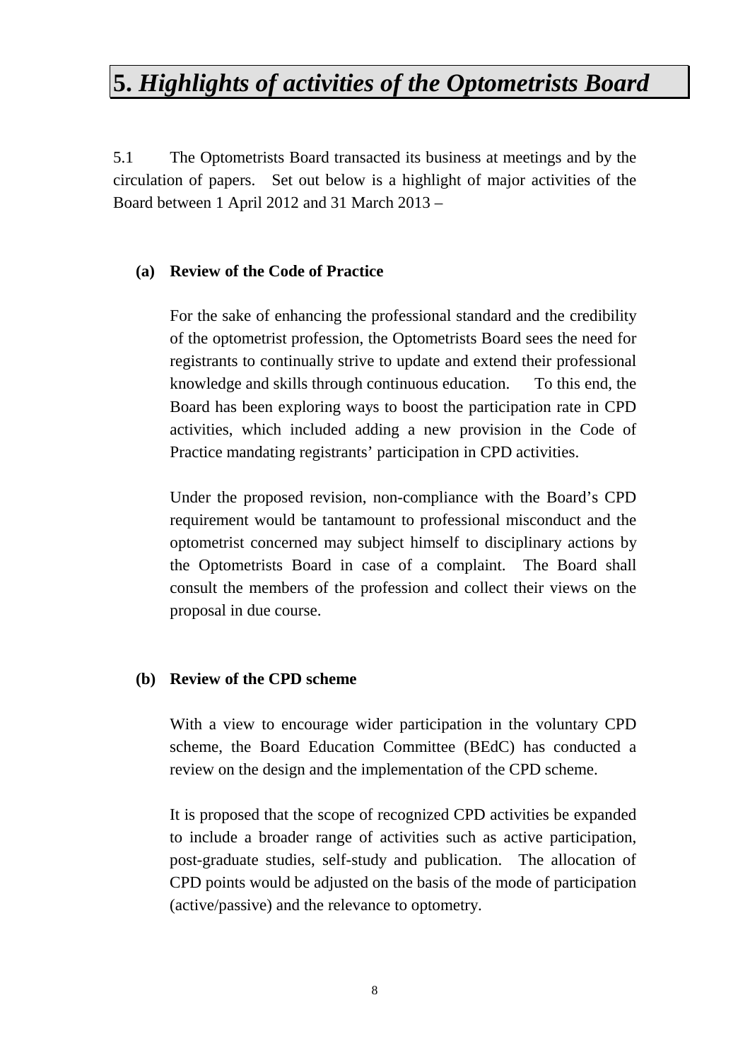# 5. *Highlights of activities of the Optometrists Board*

5.1 The Optometrists Board transacted its business at meetings and by the circulation of papers. Set out below is a highlight of major activities of the Board between 1 April 2012 and 31 March 2013 –

**(a) Review of the Code of Practice**

For the sake of enhancing the professional standard and the credibility of the optometrist profession, the Optometrists Board sees the need for registrants to continually strive to update and extend their professional knowledge and skills through continuous education. To this end, the Board has been exploring ways to boost the participation rate in CPD activities, which included adding a new provision in the Code of Practice mandating registrants' participation in CPD activities.

Under the proposed revision, non-compliance with the Board's CPD requirement would be tantamount to professional misconduct and the optometrist concerned may subject himself to disciplinary actions by the Optometrists Board in case of a complaint. The Board shall consult the members of the profession and collect their views on the proposal in due course.

**(b) Review of the CPD scheme**

With a view to encourage wider participation in the voluntary CPD scheme, the Board Education Committee (BEdC) has conducted a review on the design and the implementation of the CPD scheme.

It is proposed that the scope of recognized CPD activities be expanded to include a broader range of activities such as active participation, post-graduate studies, self-study and publication. The allocation of CPD points would be adjusted on the basis of the mode of participation (active/passive) and the relevance to optometry.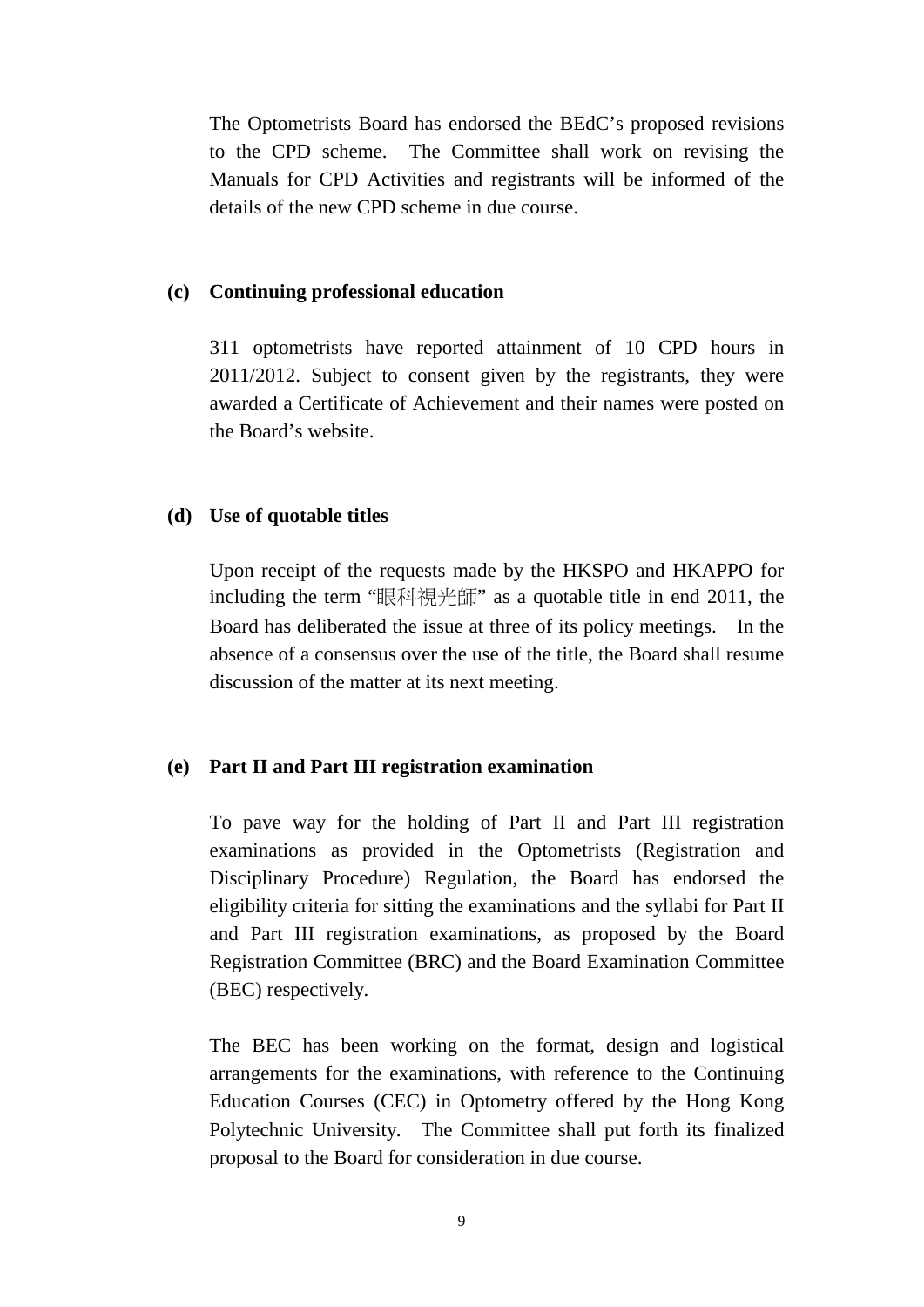The Optometrists Board has endorsed the BEdC's proposed revisions to the CPD scheme. The Committee shall work on revising the Manuals for CPD Activities and registrants will be informed of the details of the new CPD scheme in due course.

**(c) Continuing professional education**

311 optometrists have reported attainment of 10 CPD hours in 2011/2012. Subject to consent given by the registrants, they were awarded a Certificate of Achievement and their names were posted on the Board's website.

**(d) Use of quotable titles**

Upon receipt of the requests made by the HKSPO and HKAPPO for including the term "眼科視光師" as a quotable title in end 2011, the Board has deliberated the issue at three of its policy meetings. In the absence of a consensus over the use of the title, the Board shall resume discussion of the matter at its next meeting.

**(e) Part II and Part III registration examination**

To pave way for the holding of Part II and Part III registration examinations as provided in the Optometrists (Registration and Disciplinary Procedure) Regulation, the Board has endorsed the eligibility criteria for sitting the examinations and the syllabi for Part II and Part III registration examinations, as proposed by the Board Registration Committee (BRC) and the Board Examination Committee (BEC) respectively.

The BEC has been working on the format, design and logistical arrangements for the examinations, with reference to the Continuing Education Courses (CEC) in Optometry offered by the Hong Kong Polytechnic University. The Committee shall put forth its finalized proposal to the Board for consideration in due course.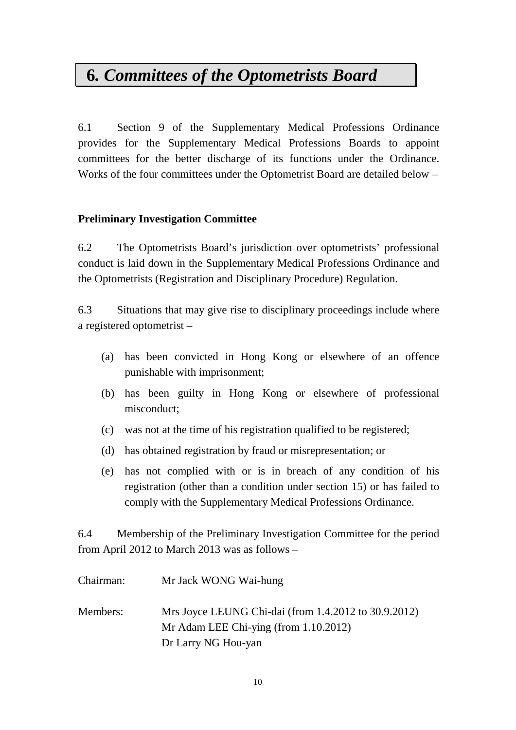# 6. *Committees of the Optometrists Board*

6.1 Section 9 of the Supplementary Medical Professions Ordinance provides for the Supplementary Medical Professions Boards to appoint committees for the better discharge of its functions under the Ordinance. Works of the four committees under the Optometrist Board are detailed below –

**Preliminary Investigation Committee**

6.2 The Optometrists Board's jurisdiction over optometrists' professional conduct is laid down in the Supplementary Medical Professions Ordinance and the Optometrists (Registration and Disciplinary Procedure) Regulation.

6.3 Situations that may give rise to disciplinary proceedings include where a registered optometrist –

(a) has been convicted in Hong Kong or elsewhere of an offence punishable with imprisonment;

(b) has been guilty in Hong Kong or elsewhere of professional misconduct;

(c) was not at the time of his registration qualified to be registered;

(d) has obtained registration by fraud or misrepresentation; or

(e) has not complied with or is in breach of any condition of his registration (other than a condition under section 15) or has failed to comply with the Supplementary Medical Professions Ordinance.

6.4 Membership of the Preliminary Investigation Committee for the period from April 2012 to March 2013 was as follows –

Chairman: Mr Jack WONG Wai-hung

Members: Mrs Joyce LEUNG Chi-dai (from 1.4.2012 to 30.9.2012)
Mr Adam LEE Chi-ying (from 1.10.2012)
Dr Larry NG Hou-yan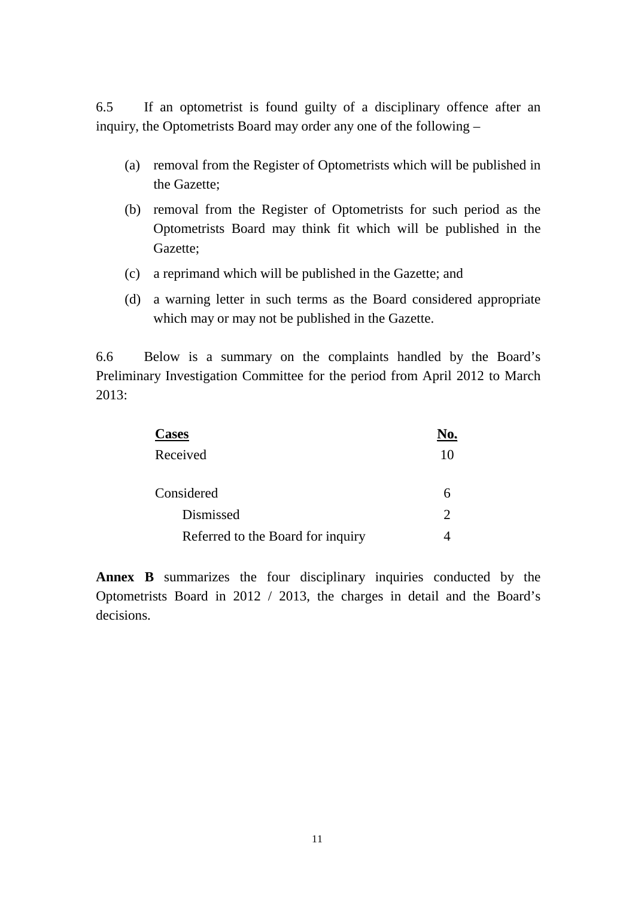6.5 If an optometrist is found guilty of a disciplinary offence after an inquiry, the Optometrists Board may order any one of the following –

(a) removal from the Register of Optometrists which will be published in the Gazette;

(b) removal from the Register of Optometrists for such period as the Optometrists Board may think fit which will be published in the Gazette;

(c) a reprimand which will be published in the Gazette; and

(d) a warning letter in such terms as the Board considered appropriate which may or may not be published in the Gazette.

6.6 Below is a summary on the complaints handled by the Board's Preliminary Investigation Committee for the period from April 2012 to March 2013:

| Cases | No. |
|---|---|
| Received | 10 |
| | |
| Considered | 6 |
| Dismissed | 2 |
| Referred to the Board for inquiry | 4 |

**Annex B** summarizes the four disciplinary inquiries conducted by the Optometrists Board in 2012 / 2013, the charges in detail and the Board's decisions.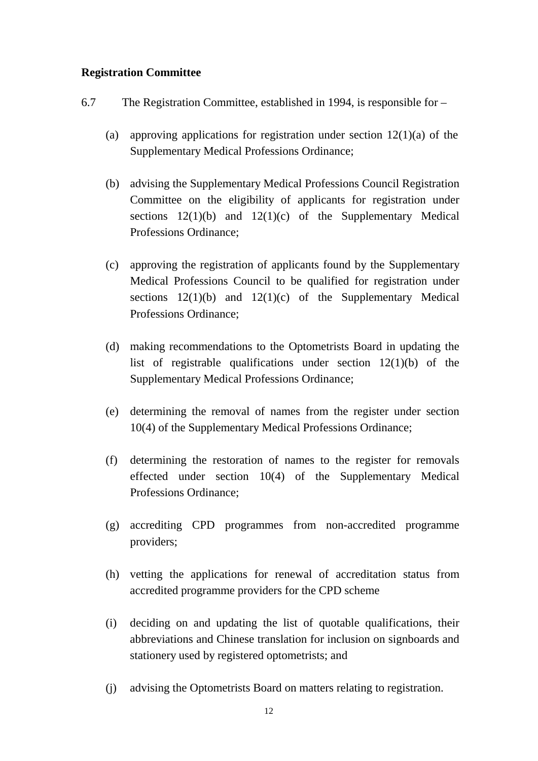**Registration Committee**

6.7 The Registration Committee, established in 1994, is responsible for –

(a) approving applications for registration under section 12(1)(a) of the Supplementary Medical Professions Ordinance;

(b) advising the Supplementary Medical Professions Council Registration Committee on the eligibility of applicants for registration under sections 12(1)(b) and 12(1)(c) of the Supplementary Medical Professions Ordinance;

(c) approving the registration of applicants found by the Supplementary Medical Professions Council to be qualified for registration under sections 12(1)(b) and 12(1)(c) of the Supplementary Medical Professions Ordinance;

(d) making recommendations to the Optometrists Board in updating the list of registrable qualifications under section 12(1)(b) of the Supplementary Medical Professions Ordinance;

(e) determining the removal of names from the register under section 10(4) of the Supplementary Medical Professions Ordinance;

(f) determining the restoration of names to the register for removals effected under section 10(4) of the Supplementary Medical Professions Ordinance;

(g) accrediting CPD programmes from non-accredited programme providers;

(h) vetting the applications for renewal of accreditation status from accredited programme providers for the CPD scheme

(i) deciding on and updating the list of quotable qualifications, their abbreviations and Chinese translation for inclusion on signboards and stationery used by registered optometrists; and

(j) advising the Optometrists Board on matters relating to registration.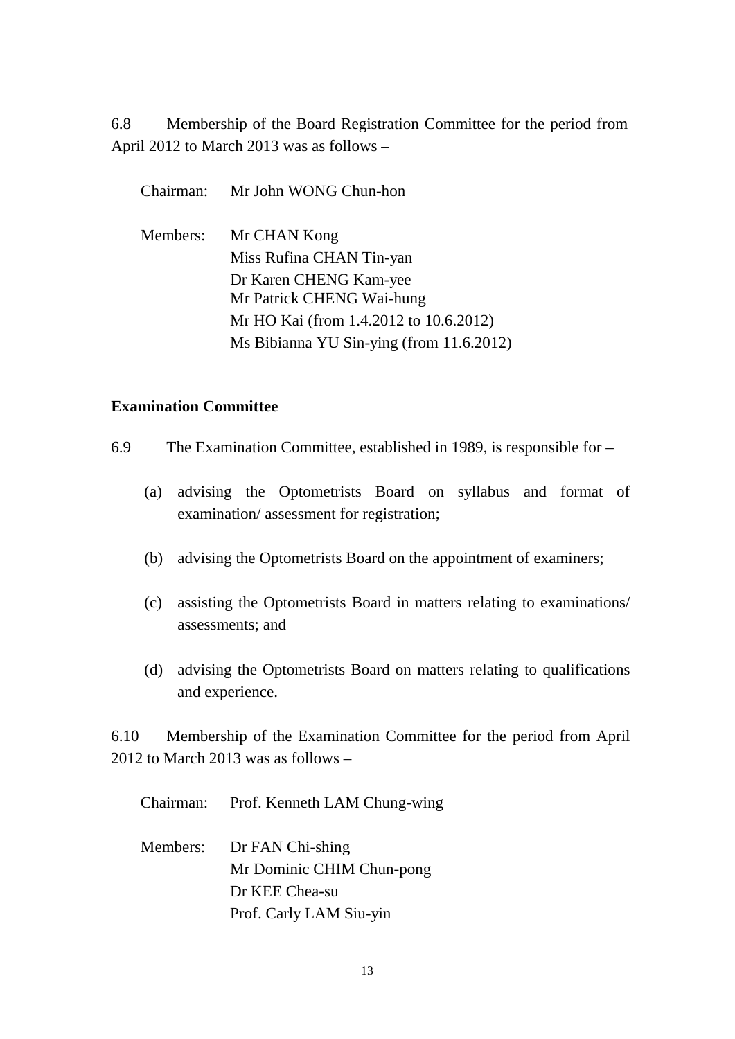6.8 Membership of the Board Registration Committee for the period from April 2012 to March 2013 was as follows –

Chairman: Mr John WONG Chun-hon

Members: Mr CHAN Kong
Miss Rufina CHAN Tin-yan
Dr Karen CHENG Kam-yee
Mr Patrick CHENG Wai-hung
Mr HO Kai (from 1.4.2012 to 10.6.2012)
Ms Bibianna YU Sin-ying (from 11.6.2012)

**Examination Committee**

6.9 The Examination Committee, established in 1989, is responsible for –

(a) advising the Optometrists Board on syllabus and format of examination/ assessment for registration;

(b) advising the Optometrists Board on the appointment of examiners;

(c) assisting the Optometrists Board in matters relating to examinations/ assessments; and

(d) advising the Optometrists Board on matters relating to qualifications and experience.

6.10 Membership of the Examination Committee for the period from April 2012 to March 2013 was as follows –

Chairman: Prof. Kenneth LAM Chung-wing

Members: Dr FAN Chi-shing
Mr Dominic CHIM Chun-pong
Dr KEE Chea-su
Prof. Carly LAM Siu-yin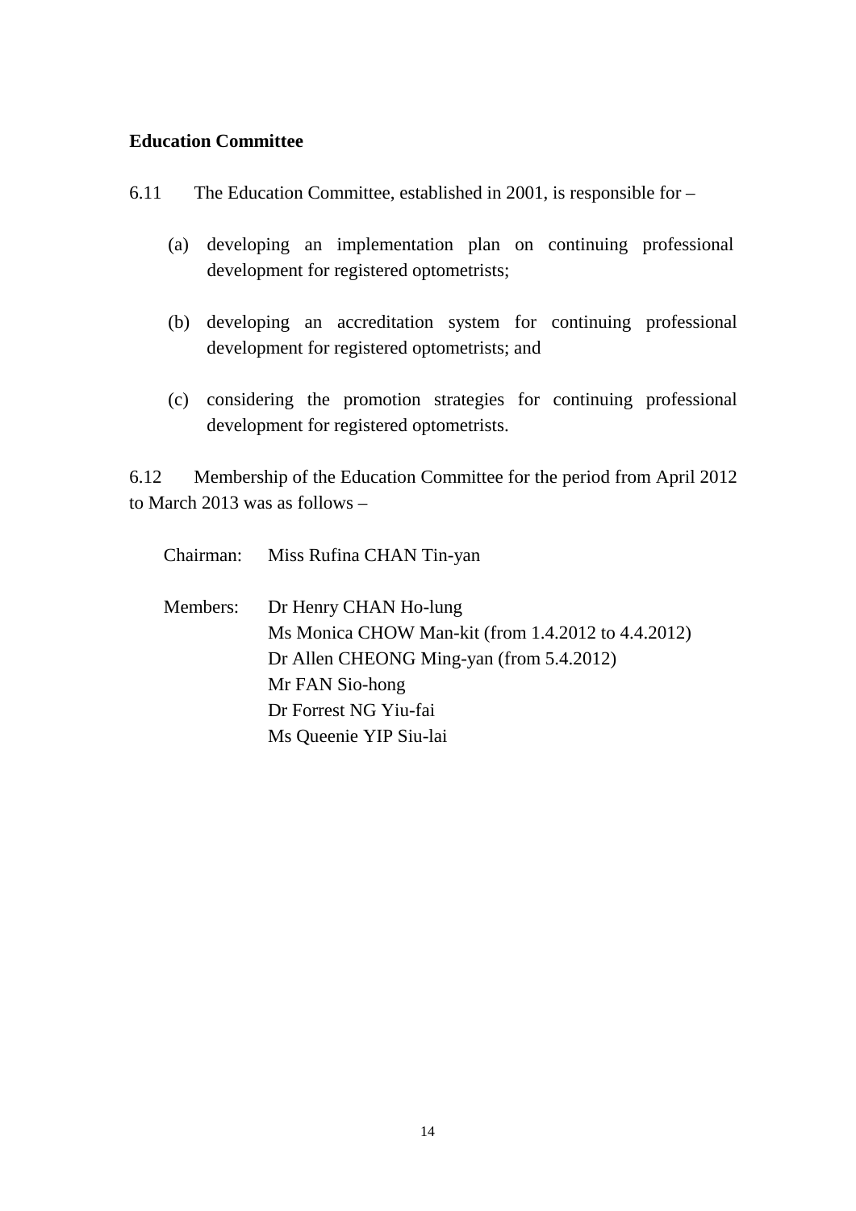**Education Committee**

6.11 The Education Committee, established in 2001, is responsible for –

(a) developing an implementation plan on continuing professional development for registered optometrists;

(b) developing an accreditation system for continuing professional development for registered optometrists; and

(c) considering the promotion strategies for continuing professional development for registered optometrists.

6.12 Membership of the Education Committee for the period from April 2012 to March 2013 was as follows –

Chairman: Miss Rufina CHAN Tin-yan

Members: Dr Henry CHAN Ho-lung
Ms Monica CHOW Man-kit (from 1.4.2012 to 4.4.2012)
Dr Allen CHEONG Ming-yan (from 5.4.2012)
Mr FAN Sio-hong
Dr Forrest NG Yiu-fai
Ms Queenie YIP Siu-lai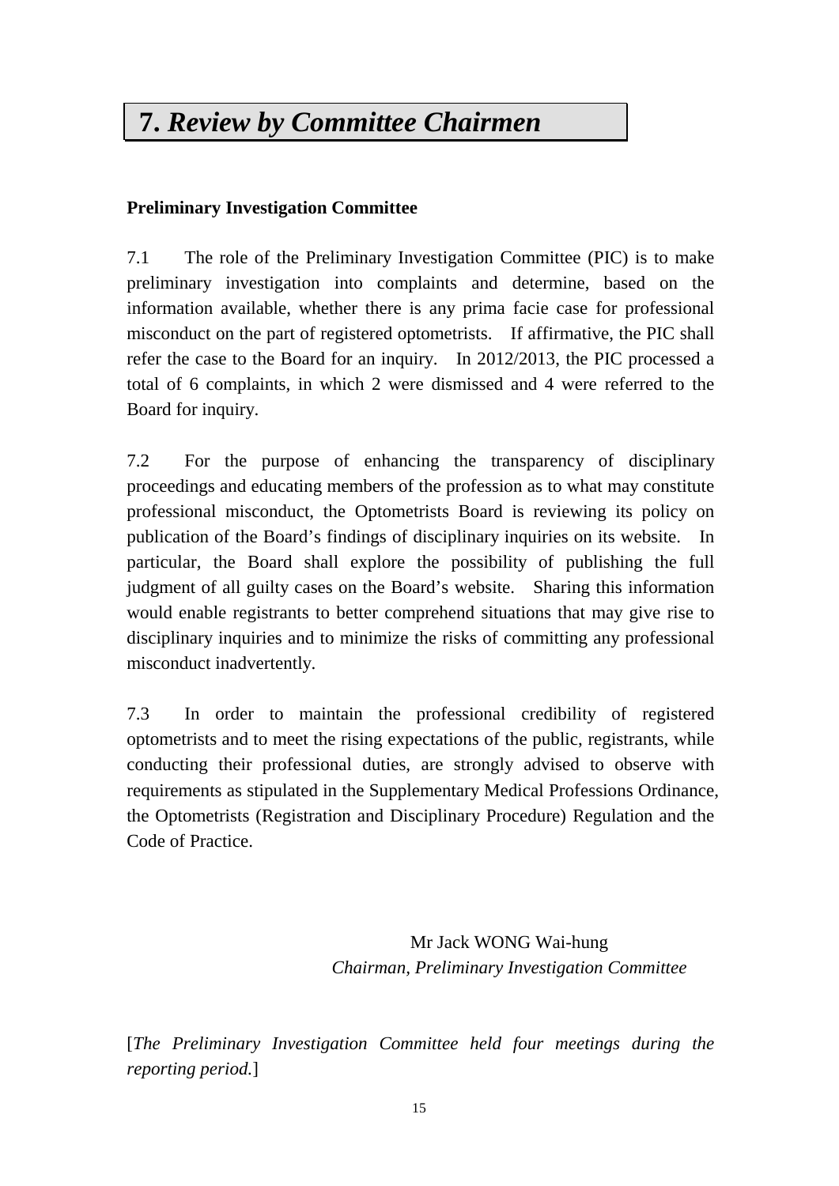# 7. *Review by Committee Chairmen*

**Preliminary Investigation Committee**

7.1 The role of the Preliminary Investigation Committee (PIC) is to make preliminary investigation into complaints and determine, based on the information available, whether there is any prima facie case for professional misconduct on the part of registered optometrists. If affirmative, the PIC shall refer the case to the Board for an inquiry. In 2012/2013, the PIC processed a total of 6 complaints, in which 2 were dismissed and 4 were referred to the Board for inquiry.

7.2 For the purpose of enhancing the transparency of disciplinary proceedings and educating members of the profession as to what may constitute professional misconduct, the Optometrists Board is reviewing its policy on publication of the Board's findings of disciplinary inquiries on its website. In particular, the Board shall explore the possibility of publishing the full judgment of all guilty cases on the Board's website. Sharing this information would enable registrants to better comprehend situations that may give rise to disciplinary inquiries and to minimize the risks of committing any professional misconduct inadvertently.

7.3 In order to maintain the professional credibility of registered optometrists and to meet the rising expectations of the public, registrants, while conducting their professional duties, are strongly advised to observe with requirements as stipulated in the Supplementary Medical Professions Ordinance, the Optometrists (Registration and Disciplinary Procedure) Regulation and the Code of Practice.

Mr Jack WONG Wai-hung
*Chairman, Preliminary Investigation Committee*

[*The Preliminary Investigation Committee held four meetings during the reporting period.*]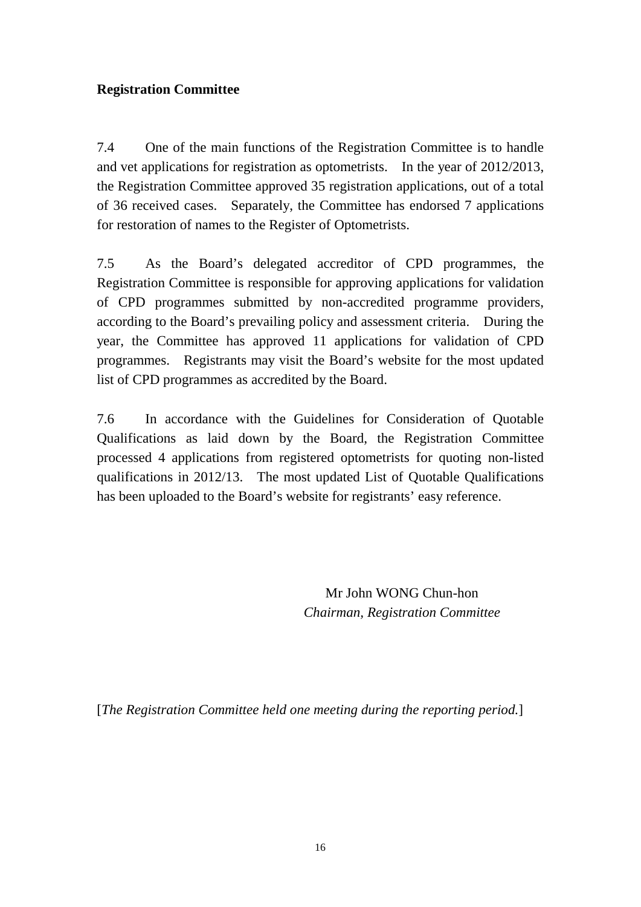**Registration Committee**

7.4 One of the main functions of the Registration Committee is to handle and vet applications for registration as optometrists. In the year of 2012/2013, the Registration Committee approved 35 registration applications, out of a total of 36 received cases. Separately, the Committee has endorsed 7 applications for restoration of names to the Register of Optometrists.

7.5 As the Board's delegated accreditor of CPD programmes, the Registration Committee is responsible for approving applications for validation of CPD programmes submitted by non-accredited programme providers, according to the Board's prevailing policy and assessment criteria. During the year, the Committee has approved 11 applications for validation of CPD programmes. Registrants may visit the Board's website for the most updated list of CPD programmes as accredited by the Board.

7.6 In accordance with the Guidelines for Consideration of Quotable Qualifications as laid down by the Board, the Registration Committee processed 4 applications from registered optometrists for quoting non-listed qualifications in 2012/13. The most updated List of Quotable Qualifications has been uploaded to the Board's website for registrants' easy reference.

Mr John WONG Chun-hon
*Chairman, Registration Committee*

[*The Registration Committee held one meeting during the reporting period.*]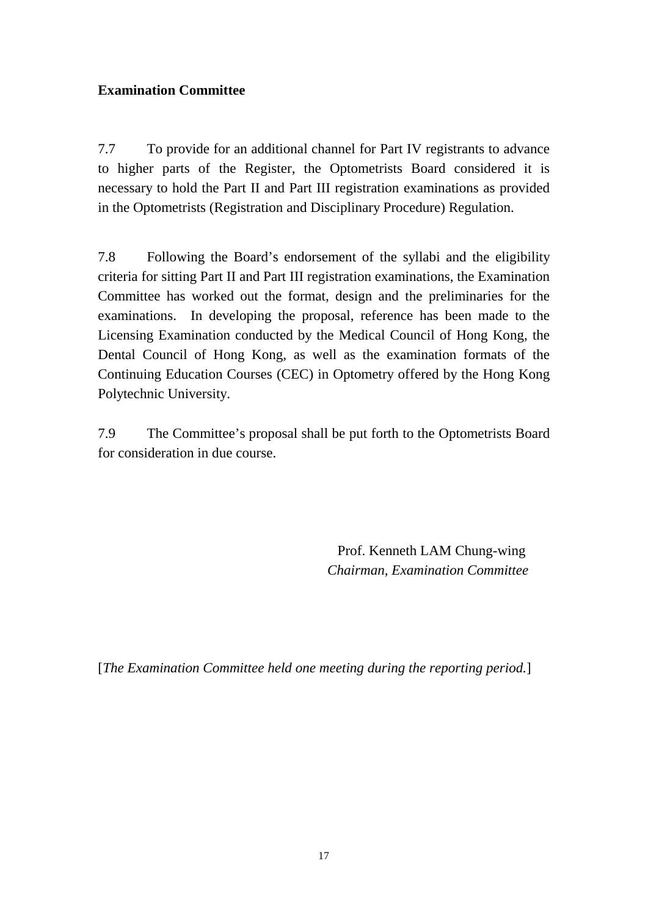**Examination Committee**

7.7 To provide for an additional channel for Part IV registrants to advance to higher parts of the Register, the Optometrists Board considered it is necessary to hold the Part II and Part III registration examinations as provided in the Optometrists (Registration and Disciplinary Procedure) Regulation.

7.8 Following the Board's endorsement of the syllabi and the eligibility criteria for sitting Part II and Part III registration examinations, the Examination Committee has worked out the format, design and the preliminaries for the examinations. In developing the proposal, reference has been made to the Licensing Examination conducted by the Medical Council of Hong Kong, the Dental Council of Hong Kong, as well as the examination formats of the Continuing Education Courses (CEC) in Optometry offered by the Hong Kong Polytechnic University.

7.9 The Committee's proposal shall be put forth to the Optometrists Board for consideration in due course.

Prof. Kenneth LAM Chung-wing
*Chairman, Examination Committee*

[*The Examination Committee held one meeting during the reporting period.*]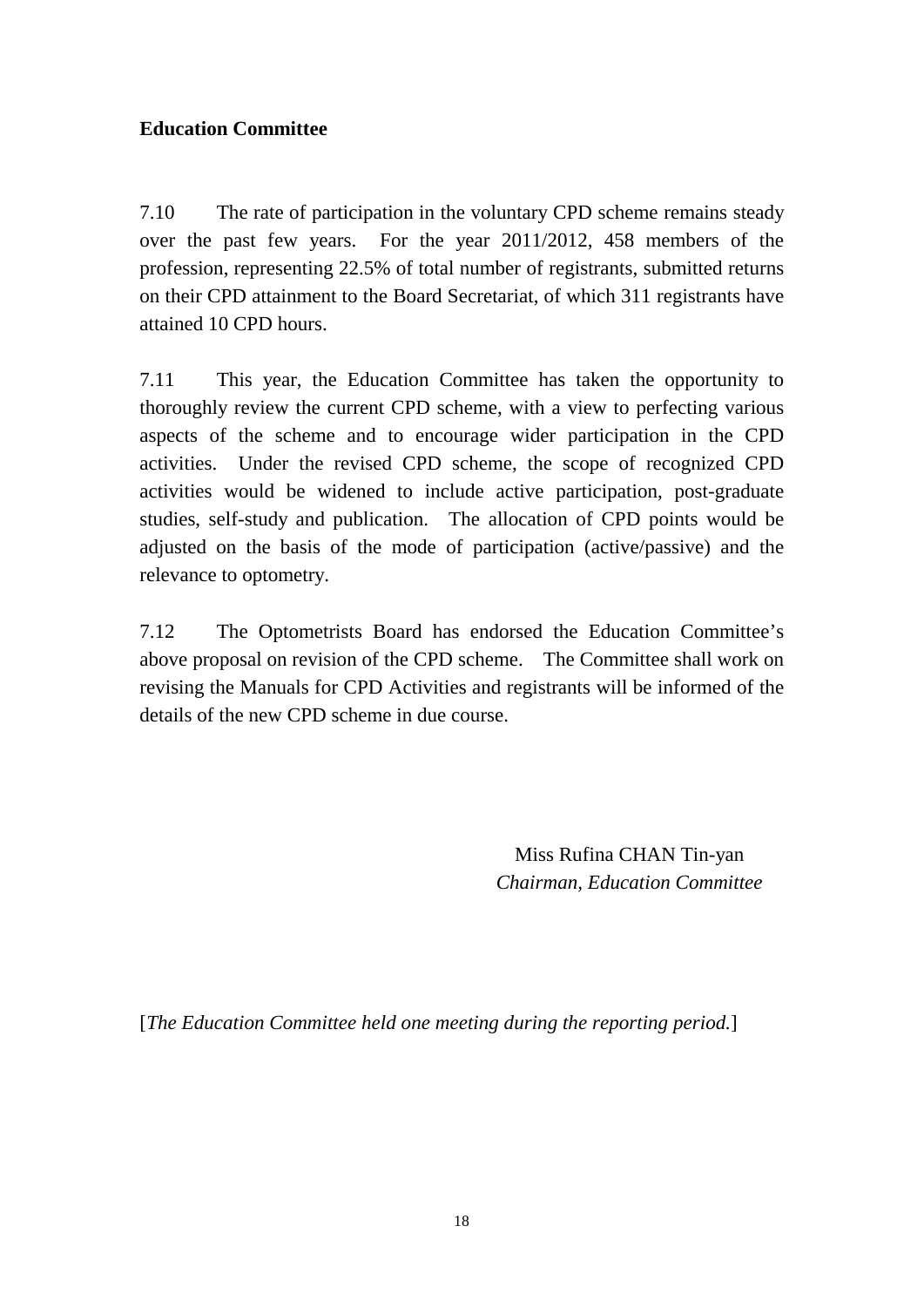**Education Committee**

7.10 The rate of participation in the voluntary CPD scheme remains steady over the past few years. For the year 2011/2012, 458 members of the profession, representing 22.5% of total number of registrants, submitted returns on their CPD attainment to the Board Secretariat, of which 311 registrants have attained 10 CPD hours.

7.11 This year, the Education Committee has taken the opportunity to thoroughly review the current CPD scheme, with a view to perfecting various aspects of the scheme and to encourage wider participation in the CPD activities. Under the revised CPD scheme, the scope of recognized CPD activities would be widened to include active participation, post-graduate studies, self-study and publication. The allocation of CPD points would be adjusted on the basis of the mode of participation (active/passive) and the relevance to optometry.

7.12 The Optometrists Board has endorsed the Education Committee's above proposal on revision of the CPD scheme. The Committee shall work on revising the Manuals for CPD Activities and registrants will be informed of the details of the new CPD scheme in due course.

Miss Rufina CHAN Tin-yan
*Chairman, Education Committee*

[*The Education Committee held one meeting during the reporting period.*]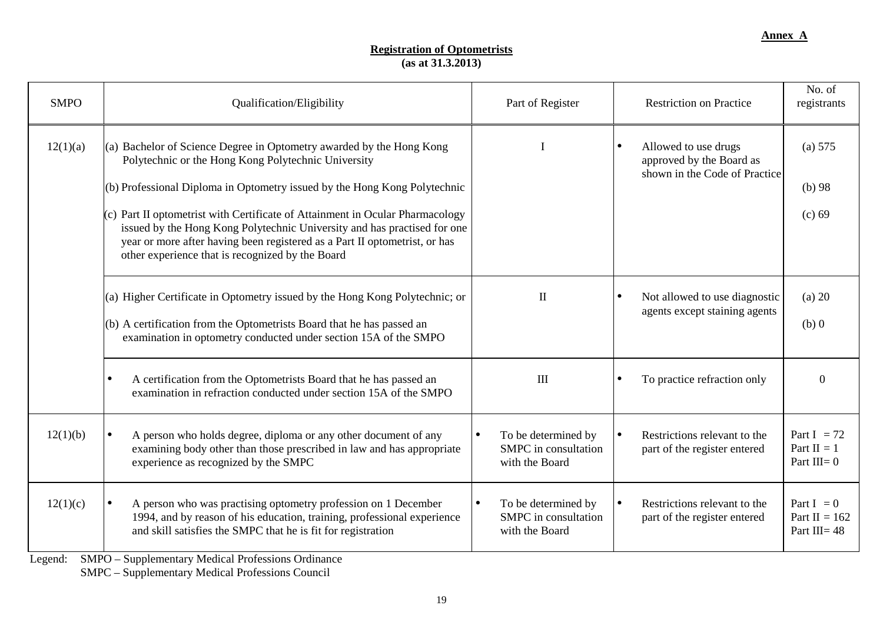**Annex A**

**Registration of Optometrists**
**(as at 31.3.2013)**

| SMPO | Qualification/Eligibility | Part of Register | Restriction on Practice | No. of registrants |
|---|---|---|---|---|
| 12(1)(a) | (a) Bachelor of Science Degree in Optometry awarded by the Hong Kong Polytechnic or the Hong Kong Polytechnic University<br><br>(b) Professional Diploma in Optometry issued by the Hong Kong Polytechnic<br><br>(c) Part II optometrist with Certificate of Attainment in Ocular Pharmacology issued by the Hong Kong Polytechnic University and has practised for one year or more after having been registered as a Part II optometrist, or has other experience that is recognized by the Board | I | • Allowed to use drugs approved by the Board as shown in the Code of Practice | (a) 575<br><br>(b) 98<br><br>(c) 69 |
| | (a) Higher Certificate in Optometry issued by the Hong Kong Polytechnic; or<br><br>(b) A certification from the Optometrists Board that he has passed an examination in optometry conducted under section 15A of the SMPO | II | • Not allowed to use diagnostic agents except staining agents | (a) 20<br><br>(b) 0 |
| | • A certification from the Optometrists Board that he has passed an examination in refraction conducted under section 15A of the SMPO | III | • To practice refraction only | 0 |
| 12(1)(b) | • A person who holds degree, diploma or any other document of any examining body other than those prescribed in law and has appropriate experience as recognized by the SMPC | • To be determined by SMPC in consultation with the Board | • Restrictions relevant to the part of the register entered | Part I = 72<br>Part II = 1<br>Part III= 0 |
| 12(1)(c) | • A person who was practising optometry profession on 1 December 1994, and by reason of his education, training, professional experience and skill satisfies the SMPC that he is fit for registration | • To be determined by SMPC in consultation with the Board | • Restrictions relevant to the part of the register entered | Part I = 0<br>Part II = 162<br>Part III= 48 |

Legend: SMPO – Supplementary Medical Professions Ordinance
SMPC – Supplementary Medical Professions Council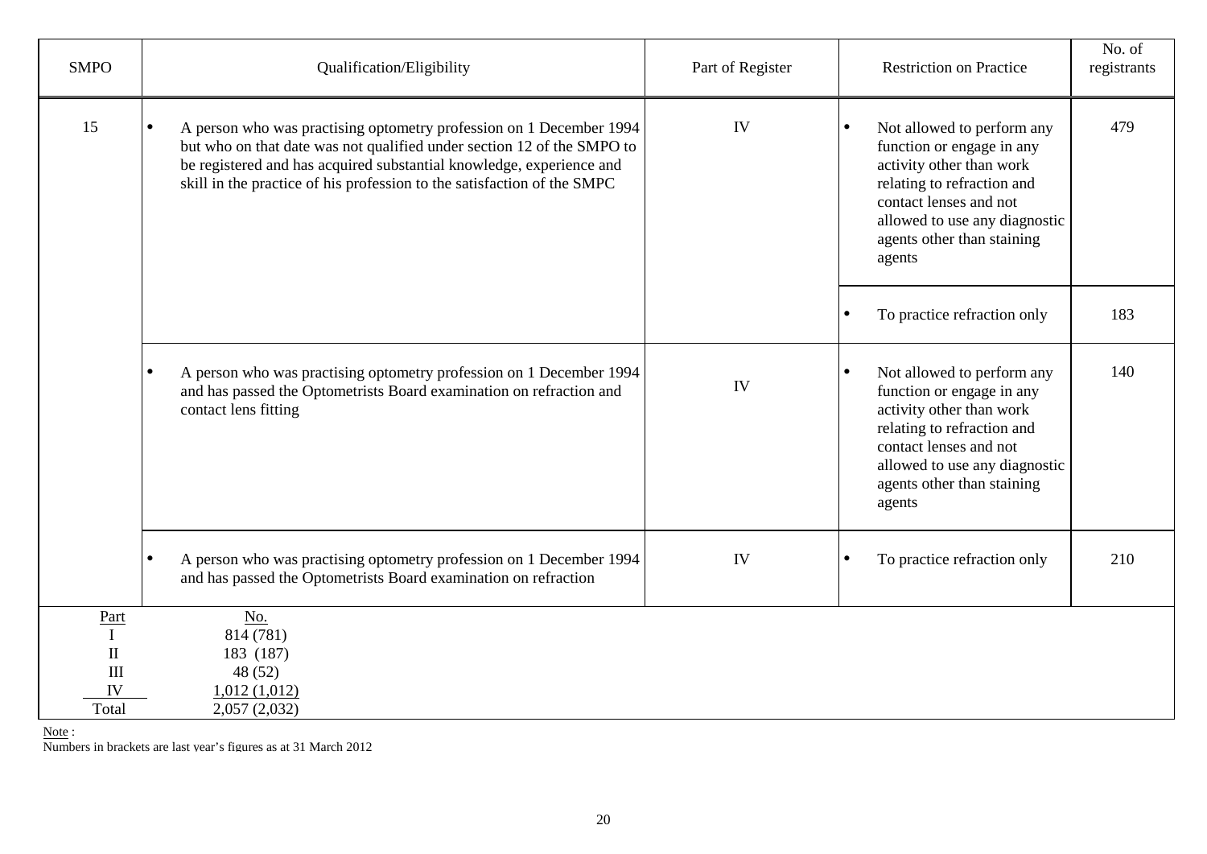| SMPO | Qualification/Eligibility | Part of Register | Restriction on Practice | No. of registrants |
|---|---|---|---|---|
| 15 | • A person who was practising optometry profession on 1 December 1994 but who on that date was not qualified under section 12 of the SMPO to be registered and has acquired substantial knowledge, experience and skill in the practice of his profession to the satisfaction of the SMPC | IV | • Not allowed to perform any function or engage in any activity other than work relating to refraction and contact lenses and not allowed to use any diagnostic agents other than staining agents | 479 |
| | | | • To practice refraction only | 183 |
| | • A person who was practising optometry profession on 1 December 1994 and has passed the Optometrists Board examination on refraction and contact lens fitting | IV | • Not allowed to perform any function or engage in any activity other than work relating to refraction and contact lenses and not allowed to use any diagnostic agents other than staining agents | 140 |
| | • A person who was practising optometry profession on 1 December 1994 and has passed the Optometrists Board examination on refraction | IV | • To practice refraction only | 210 |

| Part | No. |
|---|---|
| I | 814 (781) |
| II | 183 (187) |
| III | 48 (52) |
| IV | 1,012 (1,012) |
| Total | 2,057 (2,032) |

Note :
Numbers in brackets are last year's figures as at 31 March 2012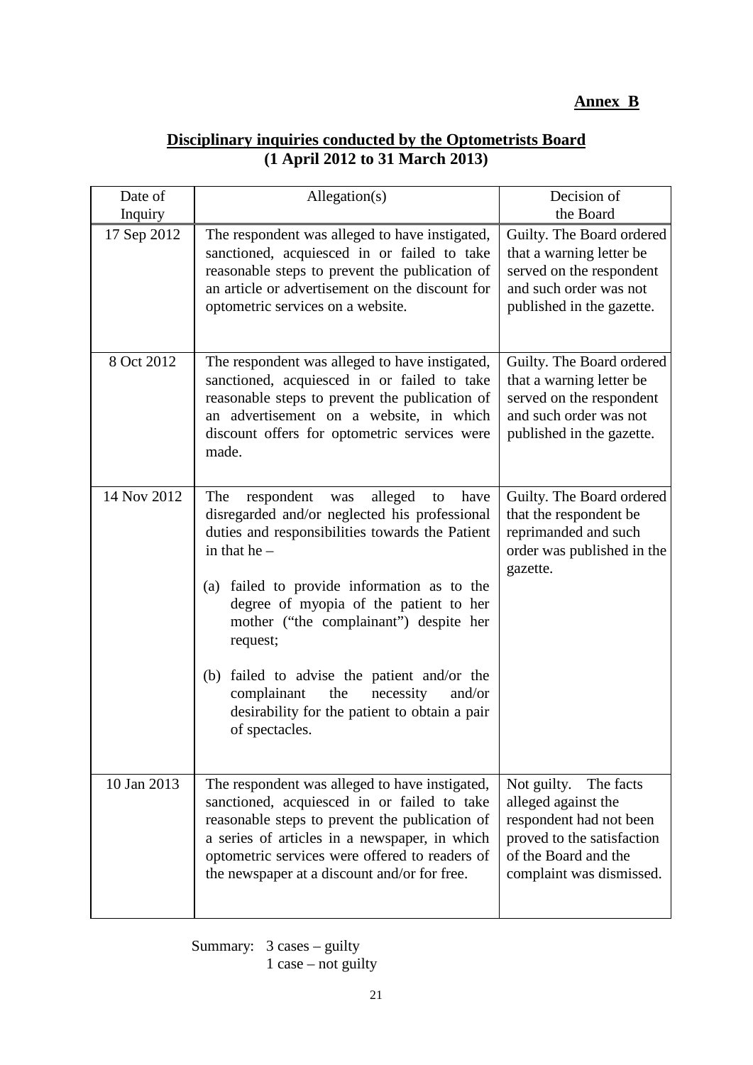**Annex B**

**Disciplinary inquiries conducted by the Optometrists Board**
**(1 April 2012 to 31 March 2013)**

| Date of Inquiry | Allegation(s) | Decision of the Board |
|---|---|---|
| 17 Sep 2012 | The respondent was alleged to have instigated, sanctioned, acquiesced in or failed to take reasonable steps to prevent the publication of an article or advertisement on the discount for optometric services on a website. | Guilty. The Board ordered that a warning letter be served on the respondent and such order was not published in the gazette. |
| 8 Oct 2012 | The respondent was alleged to have instigated, sanctioned, acquiesced in or failed to take reasonable steps to prevent the publication of an advertisement on a website, in which discount offers for optometric services were made. | Guilty. The Board ordered that a warning letter be served on the respondent and such order was not published in the gazette. |
| 14 Nov 2012 | The respondent was alleged to have disregarded and/or neglected his professional duties and responsibilities towards the Patient in that he –<br><br>(a) failed to provide information as to the degree of myopia of the patient to her mother ("the complainant") despite her request;<br><br>(b) failed to advise the patient and/or the complainant the necessity and/or desirability for the patient to obtain a pair of spectacles. | Guilty. The Board ordered that the respondent be reprimanded and such order was published in the gazette. |
| 10 Jan 2013 | The respondent was alleged to have instigated, sanctioned, acquiesced in or failed to take reasonable steps to prevent the publication of a series of articles in a newspaper, in which optometric services were offered to readers of the newspaper at a discount and/or for free. | Not guilty. The facts alleged against the respondent had not been proved to the satisfaction of the Board and the complaint was dismissed. |

Summary: 3 cases – guilty
1 case – not guilty